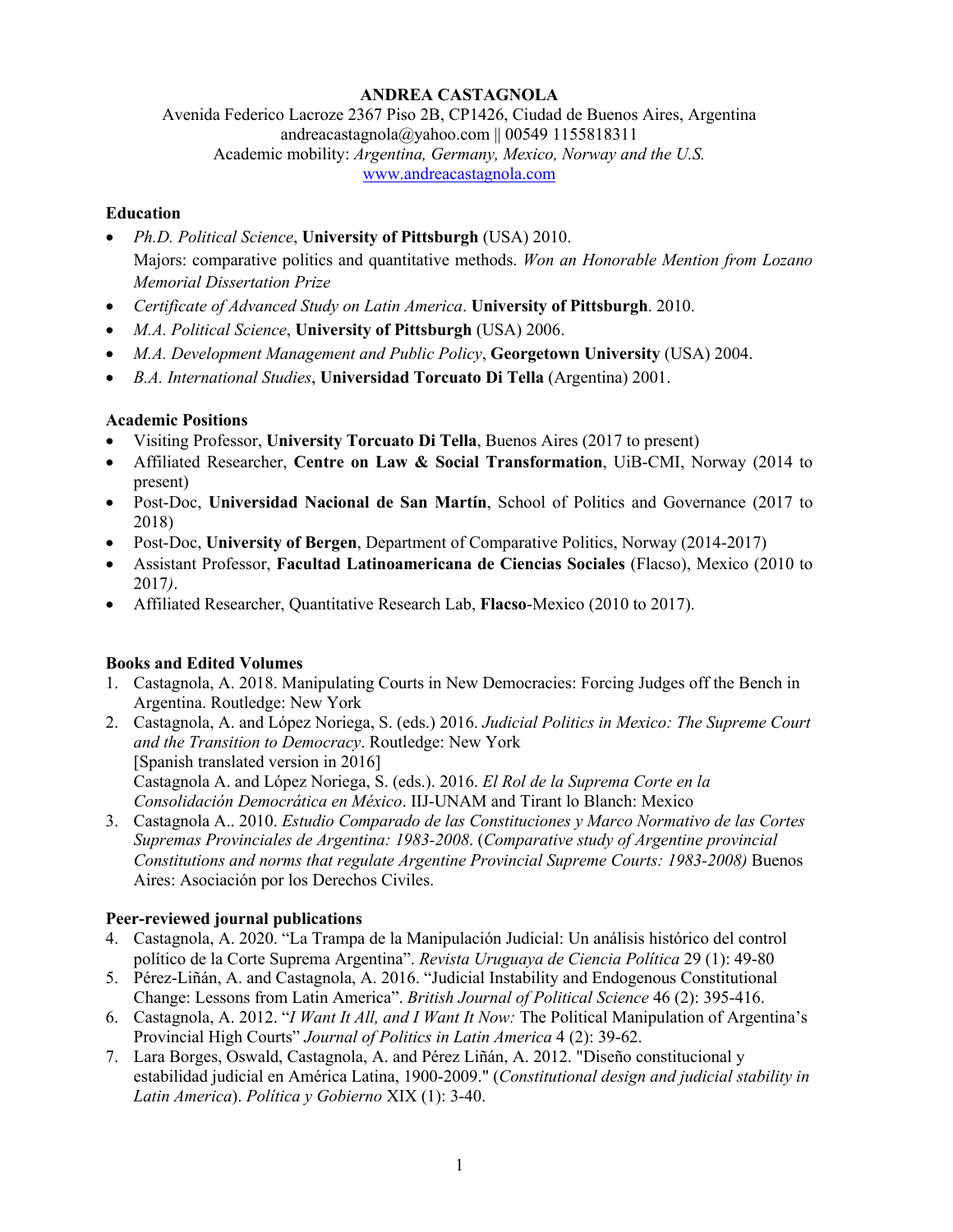**ANDREA CASTAGNOLA**

Avenida Federico Lacroze 2367 Piso 2B, CP1426, Ciudad de Buenos Aires, Argentina
andreacastagnola@yahoo.com || 00549 1155818311
Academic mobility: *Argentina, Germany, Mexico, Norway and the U.S.*
www.andreacastagnola.com

**Education**

- *Ph.D. Political Science*, **University of Pittsburgh** (USA) 2010.
  Majors: comparative politics and quantitative methods. *Won an Honorable Mention from Lozano Memorial Dissertation Prize*
- *Certificate of Advanced Study on Latin America*. **University of Pittsburgh**. 2010.
- *M.A. Political Science*, **University of Pittsburgh** (USA) 2006.
- *M.A. Development Management and Public Policy*, **Georgetown University** (USA) 2004.
- *B.A. International Studies*, **Universidad Torcuato Di Tella** (Argentina) 2001.

**Academic Positions**

- Visiting Professor, **University Torcuato Di Tella**, Buenos Aires (2017 to present)
- Affiliated Researcher, **Centre on Law & Social Transformation**, UiB-CMI, Norway (2014 to present)
- Post-Doc, **Universidad Nacional de San Martín**, School of Politics and Governance (2017 to 2018)
- Post-Doc, **University of Bergen**, Department of Comparative Politics, Norway (2014-2017)
- Assistant Professor, **Facultad Latinoamericana de Ciencias Sociales** (Flacso), Mexico (2010 to 2017*)*.
- Affiliated Researcher, Quantitative Research Lab, **Flacso**-Mexico (2010 to 2017).

**Books and Edited Volumes**

1. Castagnola, A. 2018. Manipulating Courts in New Democracies: Forcing Judges off the Bench in Argentina. Routledge: New York
2. Castagnola, A. and López Noriega, S. (eds.) 2016. *Judicial Politics in Mexico: The Supreme Court and the Transition to Democracy*. Routledge: New York
   [Spanish translated version in 2016]
   Castagnola A. and López Noriega, S. (eds.). 2016. *El Rol de la Suprema Corte en la Consolidación Democrática en México*. IIJ-UNAM and Tirant lo Blanch: Mexico
3. Castagnola A.. 2010. *Estudio Comparado de las Constituciones y Marco Normativo de las Cortes Supremas Provinciales de Argentina: 1983-2008*. (*Comparative study of Argentine provincial Constitutions and norms that regulate Argentine Provincial Supreme Courts: 1983-2008)* Buenos Aires: Asociación por los Derechos Civiles.

**Peer-reviewed journal publications**

4. Castagnola, A. 2020. "La Trampa de la Manipulación Judicial: Un análisis histórico del control político de la Corte Suprema Argentina". *Revista Uruguaya de Ciencia Política* 29 (1): 49-80
5. Pérez-Liñán, A. and Castagnola, A. 2016. "Judicial Instability and Endogenous Constitutional Change: Lessons from Latin America". *British Journal of Political Science* 46 (2): 395-416.
6. Castagnola, A. 2012. "*I Want It All, and I Want It Now:* The Political Manipulation of Argentina's Provincial High Courts" *Journal of Politics in Latin America* 4 (2): 39-62.
7. Lara Borges, Oswald, Castagnola, A. and Pérez Liñán, A. 2012. "Diseño constitucional y estabilidad judicial en América Latina, 1900-2009." (*Constitutional design and judicial stability in Latin America*). *Política y Gobierno* XIX (1): 3-40.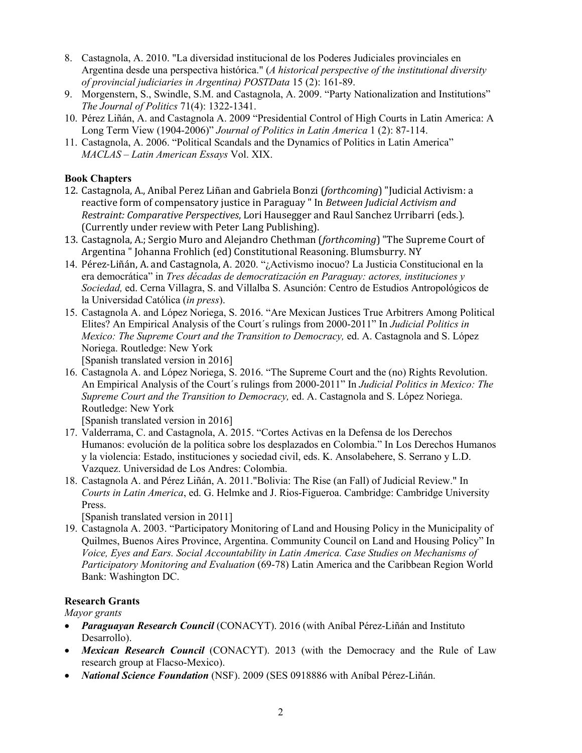8. Castagnola, A. 2010. "La diversidad institucional de los Poderes Judiciales provinciales en Argentina desde una perspectiva histórica." (*A historical perspective of the institutional diversity of provincial judiciaries in Argentina) POSTData* 15 (2): 161-89.
9. Morgenstern, S., Swindle, S.M. and Castagnola, A. 2009. "Party Nationalization and Institutions" *The Journal of Politics* 71(4): 1322-1341.
10. Pérez Liñán, A. and Castagnola A. 2009 "Presidential Control of High Courts in Latin America: A Long Term View (1904-2006)" *Journal of Politics in Latin America* 1 (2): 87-114.
11. Castagnola, A. 2006. "Political Scandals and the Dynamics of Politics in Latin America" *MACLAS – Latin American Essays* Vol. XIX.

**Book Chapters**

12. Castagnola, A., Anibal Perez Liñan and Gabriela Bonzi (*forthcoming*) "Judicial Activism: a reactive form of compensatory justice in Paraguay " In *Between Judicial Activism and Restraint: Comparative Perspectives*, Lori Hausegger and Raul Sanchez Urribarri (eds.). (Currently under review with Peter Lang Publishing).
13. Castagnola, A.; Sergio Muro and Alejandro Chethman (*forthcoming*) "The Supreme Court of Argentina " Johanna Frohlich (ed) Constitutional Reasoning. Blumsburry. NY
14. Pérez-Liñán, A. and Castagnola, A. 2020. "¿Activismo inocuo? La Justicia Constitucional en la era democrática" in *Tres décadas de democratización en Paraguay: actores, instituciones y Sociedad,* ed. Cerna Villagra, S. and Villalba S. Asunción: Centro de Estudios Antropológicos de la Universidad Católica (*in press*).
15. Castagnola A. and López Noriega, S. 2016. "Are Mexican Justices True Arbitrers Among Political Elites? An Empirical Analysis of the Court´s rulings from 2000-2011" In *Judicial Politics in Mexico: The Supreme Court and the Transition to Democracy,* ed. A. Castagnola and S. López Noriega. Routledge: New York
    [Spanish translated version in 2016]
16. Castagnola A. and López Noriega, S. 2016. "The Supreme Court and the (no) Rights Revolution. An Empirical Analysis of the Court´s rulings from 2000-2011" In *Judicial Politics in Mexico: The Supreme Court and the Transition to Democracy,* ed. A. Castagnola and S. López Noriega. Routledge: New York
    [Spanish translated version in 2016]
17. Valderrama, C. and Castagnola, A. 2015. "Cortes Activas en la Defensa de los Derechos Humanos: evolución de la política sobre los desplazados en Colombia." In Los Derechos Humanos y la violencia: Estado, instituciones y sociedad civil, eds. K. Ansolabehere, S. Serrano y L.D. Vazquez. Universidad de Los Andres: Colombia.
18. Castagnola A. and Pérez Liñán, A. 2011."Bolivia: The Rise (an Fall) of Judicial Review." In *Courts in Latin America*, ed. G. Helmke and J. Rios-Figueroa. Cambridge: Cambridge University Press.
    [Spanish translated version in 2011]
19. Castagnola A. 2003. "Participatory Monitoring of Land and Housing Policy in the Municipality of Quilmes, Buenos Aires Province, Argentina. Community Council on Land and Housing Policy" In *Voice, Eyes and Ears. Social Accountability in Latin America. Case Studies on Mechanisms of Participatory Monitoring and Evaluation* (69-78) Latin America and the Caribbean Region World Bank: Washington DC.

**Research Grants**

*Mayor grants*

- ***Paraguayan Research Council*** (CONACYT). 2016 (with Aníbal Pérez-Liñán and Instituto Desarrollo).
- ***Mexican Research Council*** (CONACYT). 2013 (with the Democracy and the Rule of Law research group at Flacso-Mexico).
- ***National Science Foundation*** (NSF). 2009 (SES 0918886 with Aníbal Pérez-Liñán.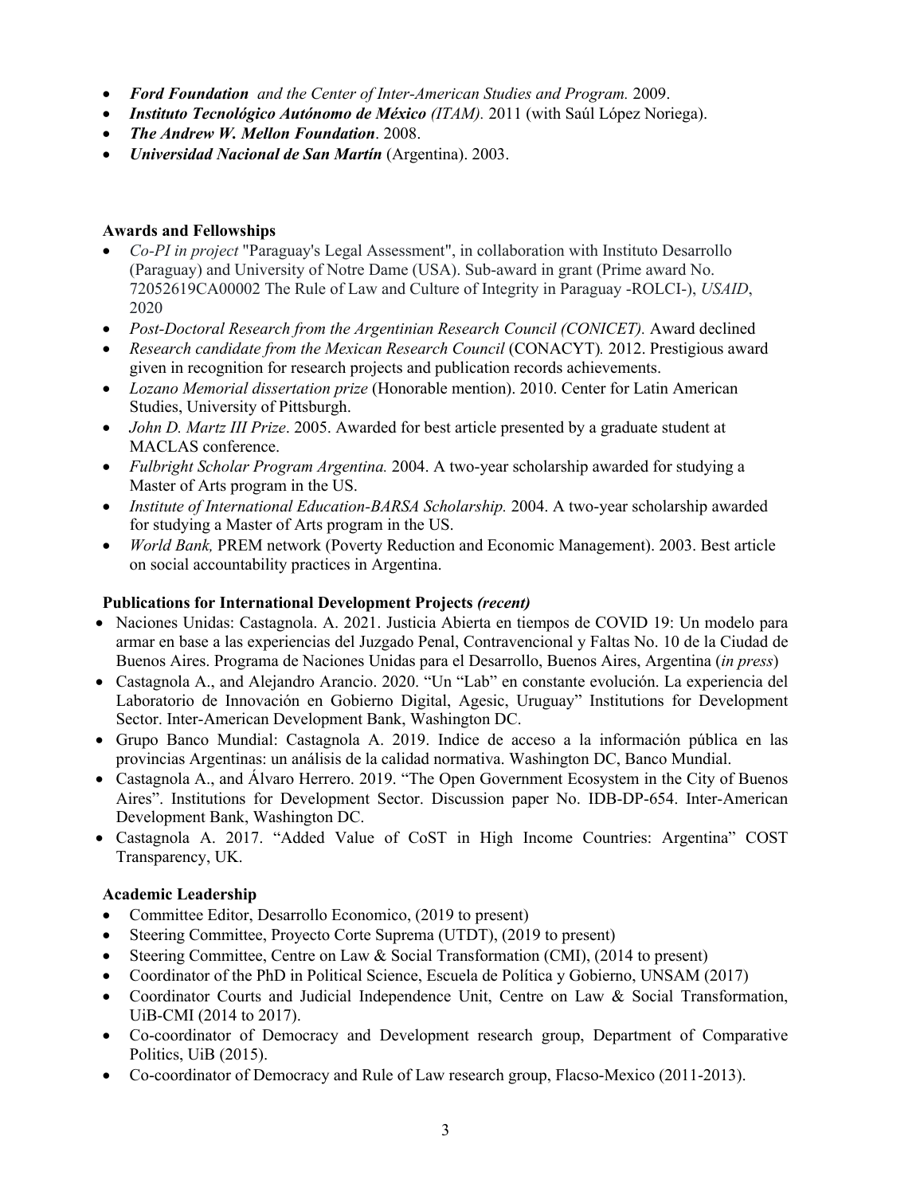- ***Ford Foundation*** *and the Center of Inter-American Studies and Program.* 2009.
- ***Instituto Tecnológico Autónomo de México*** *(ITAM).* 2011 (with Saúl López Noriega).
- ***The Andrew W. Mellon Foundation***. 2008.
- ***Universidad Nacional de San Martín*** (Argentina). 2003.

**Awards and Fellowships**

- *Co-PI in project* "Paraguay's Legal Assessment", in collaboration with Instituto Desarrollo (Paraguay) and University of Notre Dame (USA). Sub-award in grant (Prime award No. 72052619CA00002 The Rule of Law and Culture of Integrity in Paraguay -ROLCI-), *USAID*, 2020
- *Post-Doctoral Research from the Argentinian Research Council (CONICET).* Award declined
- *Research candidate from the Mexican Research Council* (CONACYT)*.* 2012. Prestigious award given in recognition for research projects and publication records achievements.
- *Lozano Memorial dissertation prize* (Honorable mention). 2010. Center for Latin American Studies, University of Pittsburgh.
- *John D. Martz III Prize*. 2005. Awarded for best article presented by a graduate student at MACLAS conference.
- *Fulbright Scholar Program Argentina.* 2004. A two-year scholarship awarded for studying a Master of Arts program in the US.
- *Institute of International Education-BARSA Scholarship.* 2004. A two-year scholarship awarded for studying a Master of Arts program in the US.
- *World Bank,* PREM network (Poverty Reduction and Economic Management). 2003. Best article on social accountability practices in Argentina.

**Publications for International Development Projects *(recent)***

- Naciones Unidas: Castagnola. A. 2021. Justicia Abierta en tiempos de COVID 19: Un modelo para armar en base a las experiencias del Juzgado Penal, Contravencional y Faltas No. 10 de la Ciudad de Buenos Aires. Programa de Naciones Unidas para el Desarrollo, Buenos Aires, Argentina (*in press*)
- Castagnola A., and Alejandro Arancio. 2020. "Un "Lab" en constante evolución. La experiencia del Laboratorio de Innovación en Gobierno Digital, Agesic, Uruguay" Institutions for Development Sector. Inter-American Development Bank, Washington DC.
- Grupo Banco Mundial: Castagnola A. 2019. Indice de acceso a la información pública en las provincias Argentinas: un análisis de la calidad normativa. Washington DC, Banco Mundial.
- Castagnola A., and Álvaro Herrero. 2019. "The Open Government Ecosystem in the City of Buenos Aires". Institutions for Development Sector. Discussion paper No. IDB-DP-654. Inter-American Development Bank, Washington DC.
- Castagnola A. 2017. "Added Value of CoST in High Income Countries: Argentina" COST Transparency, UK.

**Academic Leadership**

- Committee Editor, Desarrollo Economico, (2019 to present)
- Steering Committee, Proyecto Corte Suprema (UTDT), (2019 to present)
- Steering Committee, Centre on Law & Social Transformation (CMI), (2014 to present)
- Coordinator of the PhD in Political Science, Escuela de Política y Gobierno, UNSAM (2017)
- Coordinator Courts and Judicial Independence Unit, Centre on Law & Social Transformation, UiB-CMI (2014 to 2017).
- Co-coordinator of Democracy and Development research group, Department of Comparative Politics, UiB (2015).
- Co-coordinator of Democracy and Rule of Law research group, Flacso-Mexico (2011-2013).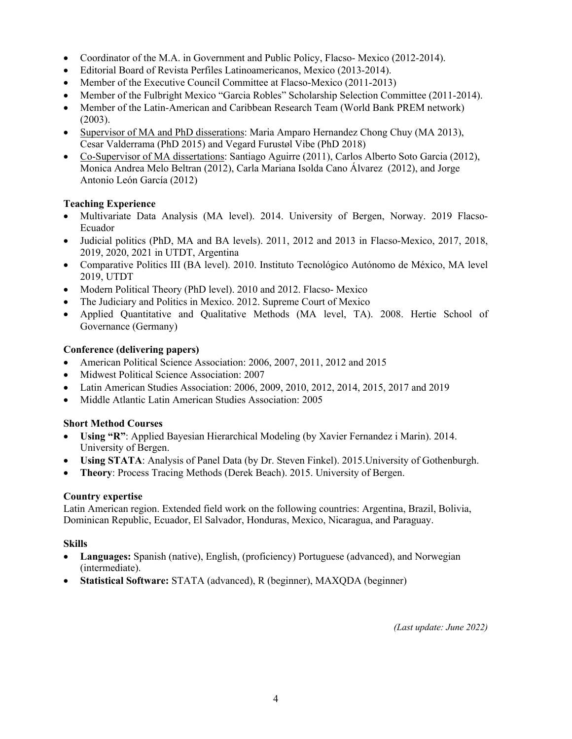- Coordinator of the M.A. in Government and Public Policy, Flacso- Mexico (2012-2014).
- Editorial Board of Revista Perfiles Latinoamericanos, Mexico (2013-2014).
- Member of the Executive Council Committee at Flacso-Mexico (2011-2013)
- Member of the Fulbright Mexico "Garcia Robles" Scholarship Selection Committee (2011-2014).
- Member of the Latin-American and Caribbean Research Team (World Bank PREM network) (2003).
- <u>Supervisor of MA and PhD disserations</u>: Maria Amparo Hernandez Chong Chuy (MA 2013), Cesar Valderrama (PhD 2015) and Vegard Furustøl Vibe (PhD 2018)
- <u>Co-Supervisor of MA dissertations</u>: Santiago Aguirre (2011), Carlos Alberto Soto Garcia (2012), Monica Andrea Melo Beltran (2012), Carla Mariana Isolda Cano Álvarez (2012), and Jorge Antonio León García (2012)

**Teaching Experience**

- Multivariate Data Analysis (MA level). 2014. University of Bergen, Norway. 2019 Flacso-Ecuador
- Judicial politics (PhD, MA and BA levels). 2011, 2012 and 2013 in Flacso-Mexico, 2017, 2018, 2019, 2020, 2021 in UTDT, Argentina
- Comparative Politics III (BA level). 2010. Instituto Tecnológico Autónomo de México, MA level 2019, UTDT
- Modern Political Theory (PhD level). 2010 and 2012. Flacso- Mexico
- The Judiciary and Politics in Mexico. 2012. Supreme Court of Mexico
- Applied Quantitative and Qualitative Methods (MA level, TA). 2008. Hertie School of Governance (Germany)

**Conference (delivering papers)**

- American Political Science Association: 2006, 2007, 2011, 2012 and 2015
- Midwest Political Science Association: 2007
- Latin American Studies Association: 2006, 2009, 2010, 2012, 2014, 2015, 2017 and 2019
- Middle Atlantic Latin American Studies Association: 2005

**Short Method Courses**

- **Using "R"**: Applied Bayesian Hierarchical Modeling (by Xavier Fernandez i Marin). 2014. University of Bergen.
- **Using STATA**: Analysis of Panel Data (by Dr. Steven Finkel). 2015.University of Gothenburgh.
- **Theory**: Process Tracing Methods (Derek Beach). 2015. University of Bergen.

**Country expertise**

Latin American region. Extended field work on the following countries: Argentina, Brazil, Bolivia, Dominican Republic, Ecuador, El Salvador, Honduras, Mexico, Nicaragua, and Paraguay.

**Skills**

- **Languages:** Spanish (native), English, (proficiency) Portuguese (advanced), and Norwegian (intermediate).
- **Statistical Software:** STATA (advanced), R (beginner), MAXQDA (beginner)

*(Last update: June 2022)*